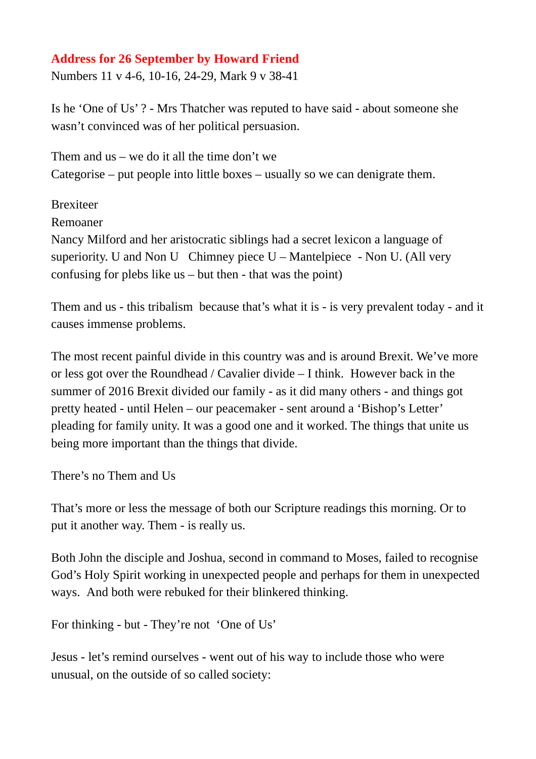**Address for 26 September by Howard Friend**

Numbers 11 v 4-6, 10-16, 24-29, Mark 9 v 38-41

Is he 'One of Us' ? - Mrs Thatcher was reputed to have said - about someone she wasn't convinced was of her political persuasion.

Them and us – we do it all the time don't we
Categorise – put people into little boxes – usually so we can denigrate them.

Brexiteer
Remoaner
Nancy Milford and her aristocratic siblings had a secret lexicon a language of superiority. U and Non U Chimney piece U – Mantelpiece - Non U. (All very confusing for plebs like us – but then - that was the point)

Them and us - this tribalism because that's what it is - is very prevalent today - and it causes immense problems.

The most recent painful divide in this country was and is around Brexit. We've more or less got over the Roundhead / Cavalier divide – I think. However back in the summer of 2016 Brexit divided our family - as it did many others - and things got pretty heated - until Helen – our peacemaker - sent around a 'Bishop's Letter' pleading for family unity. It was a good one and it worked. The things that unite us being more important than the things that divide.

There's no Them and Us

That's more or less the message of both our Scripture readings this morning. Or to put it another way. Them - is really us.

Both John the disciple and Joshua, second in command to Moses, failed to recognise God's Holy Spirit working in unexpected people and perhaps for them in unexpected ways. And both were rebuked for their blinkered thinking.

For thinking - but - They're not 'One of Us'

Jesus - let's remind ourselves - went out of his way to include those who were unusual, on the outside of so called society: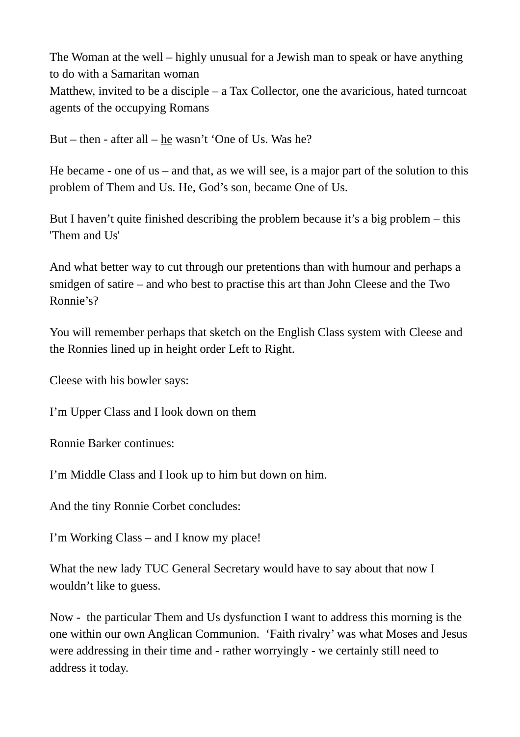The Woman at the well – highly unusual for a Jewish man to speak or have anything to do with a Samaritan woman
Matthew, invited to be a disciple – a Tax Collector, one the avaricious, hated turncoat agents of the occupying Romans

But – then - after all – <u>he</u> wasn't 'One of Us. Was he?

He became - one of us – and that, as we will see, is a major part of the solution to this problem of Them and Us. He, God's son, became One of Us.

But I haven't quite finished describing the problem because it's a big problem – this 'Them and Us'

And what better way to cut through our pretentions than with humour and perhaps a smidgen of satire – and who best to practise this art than John Cleese and the Two Ronnie's?

You will remember perhaps that sketch on the English Class system with Cleese and the Ronnies lined up in height order Left to Right.

Cleese with his bowler says:

I'm Upper Class and I look down on them

Ronnie Barker continues:

I'm Middle Class and I look up to him but down on him.

And the tiny Ronnie Corbet concludes:

I'm Working Class – and I know my place!

What the new lady TUC General Secretary would have to say about that now I wouldn't like to guess.

Now - the particular Them and Us dysfunction I want to address this morning is the one within our own Anglican Communion. 'Faith rivalry' was what Moses and Jesus were addressing in their time and - rather worryingly - we certainly still need to address it today.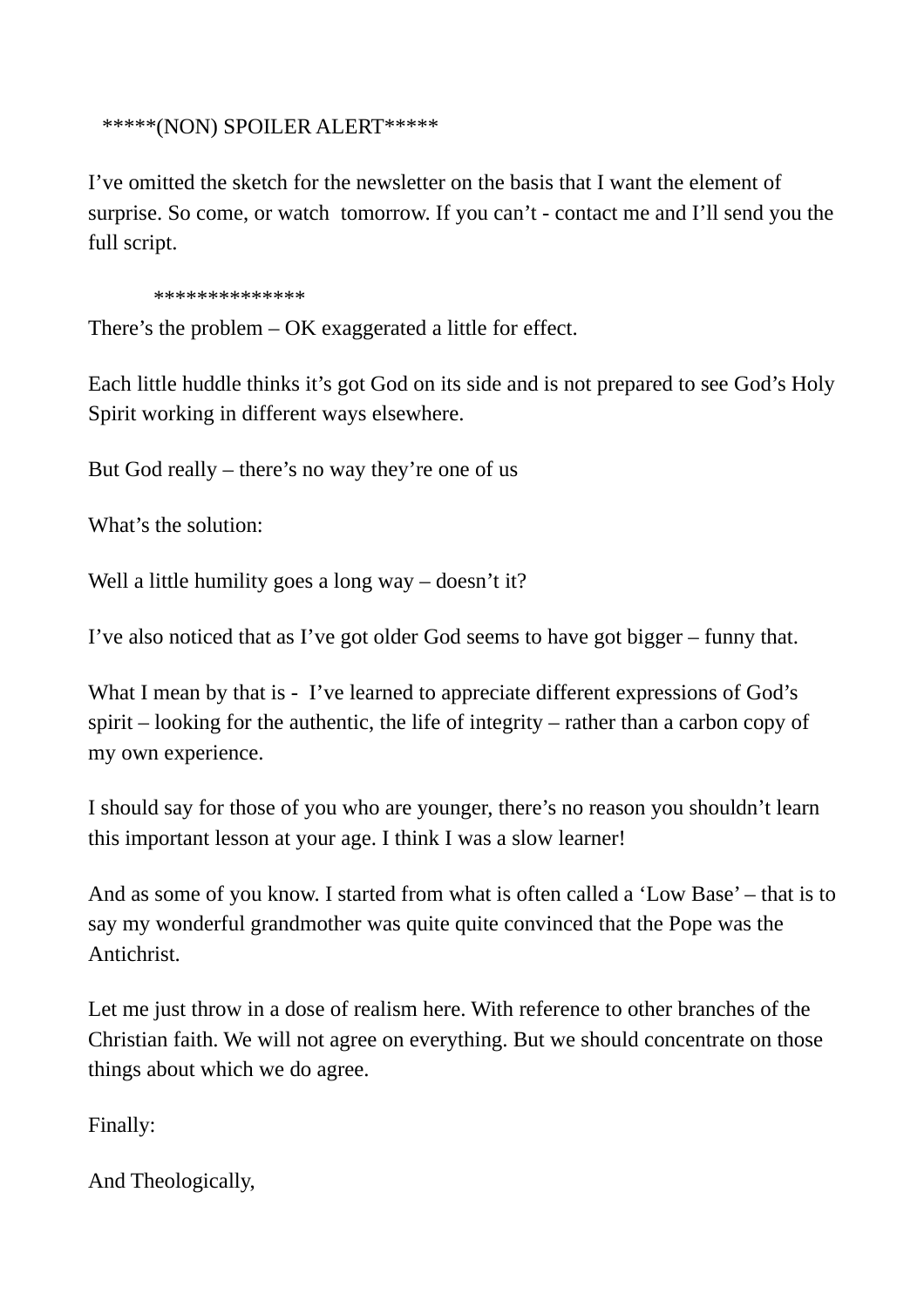*****(NON) SPOILER ALERT*****

I've omitted the sketch for the newsletter on the basis that I want the element of surprise. So come, or watch tomorrow. If you can't - contact me and I'll send you the full script.

**************

There's the problem – OK exaggerated a little for effect.

Each little huddle thinks it's got God on its side and is not prepared to see God's Holy Spirit working in different ways elsewhere.

But God really – there's no way they're one of us

What's the solution:

Well a little humility goes a long way – doesn't it?

I've also noticed that as I've got older God seems to have got bigger – funny that.

What I mean by that is - I've learned to appreciate different expressions of God's spirit – looking for the authentic, the life of integrity – rather than a carbon copy of my own experience.

I should say for those of you who are younger, there's no reason you shouldn't learn this important lesson at your age. I think I was a slow learner!

And as some of you know. I started from what is often called a 'Low Base' – that is to say my wonderful grandmother was quite quite convinced that the Pope was the Antichrist.

Let me just throw in a dose of realism here. With reference to other branches of the Christian faith. We will not agree on everything. But we should concentrate on those things about which we do agree.

Finally:

And Theologically,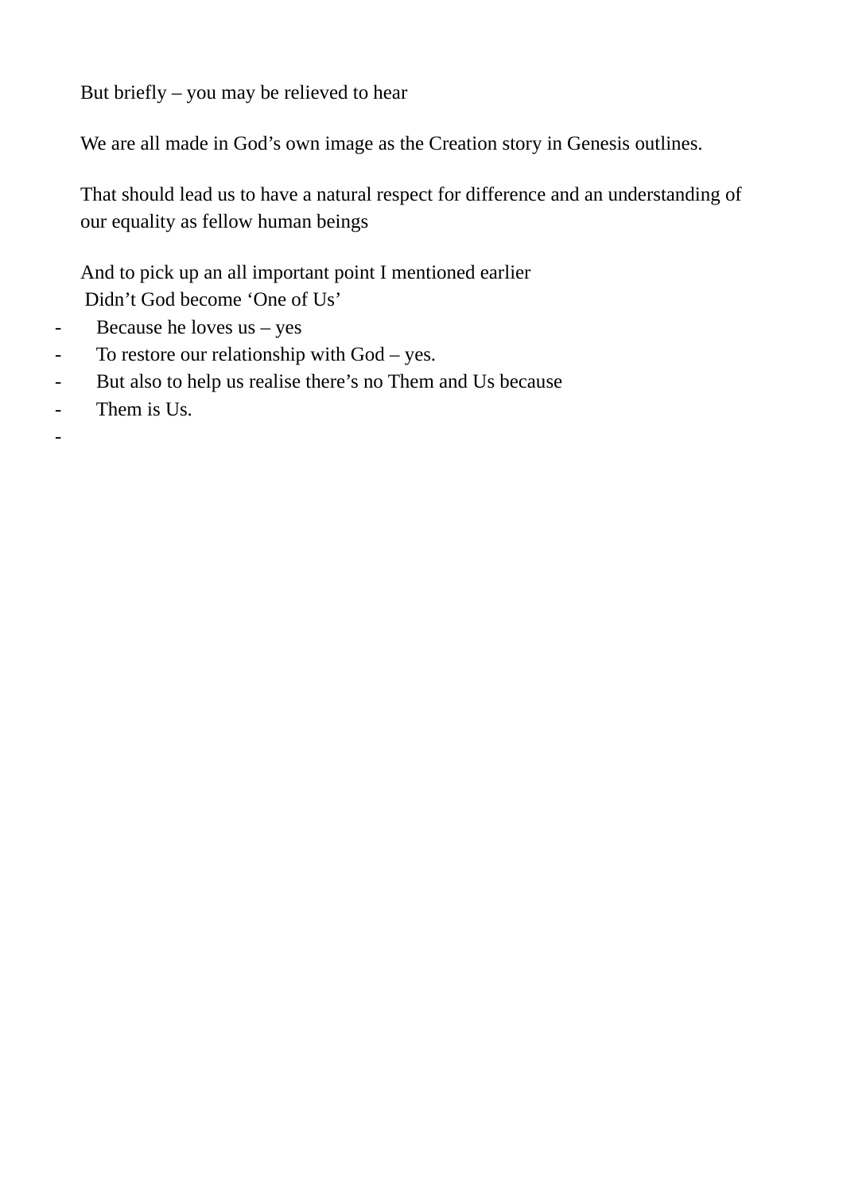But briefly – you may be relieved to hear

We are all made in God's own image as the Creation story in Genesis outlines.

That should lead us to have a natural respect for difference and an understanding of our equality as fellow human beings

And to pick up an all important point I mentioned earlier
Didn't God become 'One of Us'

- Because he loves us – yes
- To restore our relationship with God – yes.
- But also to help us realise there's no Them and Us because
- Them is Us.
-